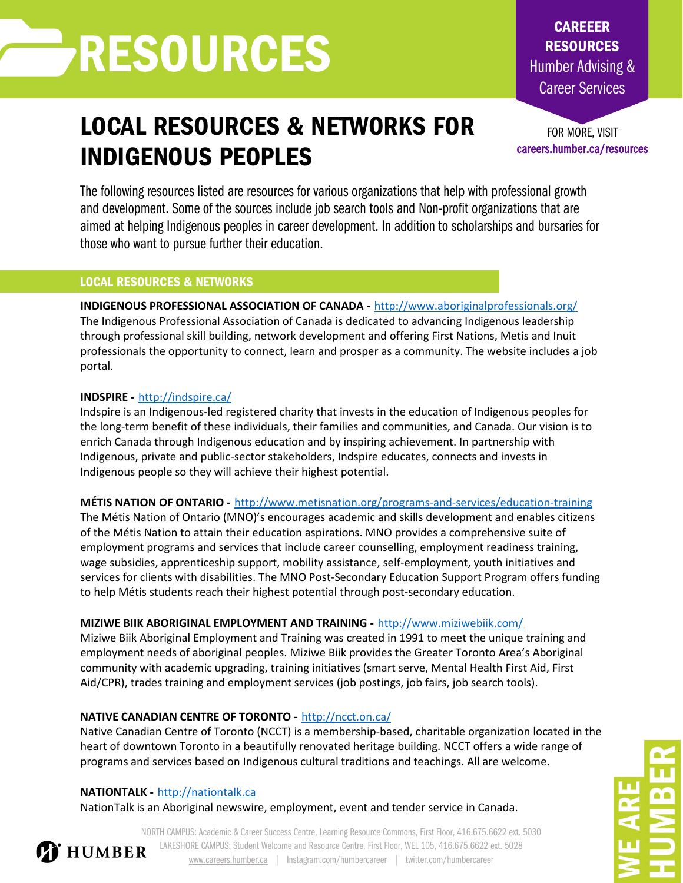# RESOURCES

**CAREEER RESOURCES**
Humber Advising & Career Services

FOR MORE, VISIT
careers.humber.ca/resources

## LOCAL RESOURCES & NETWORKS FOR INDIGENOUS PEOPLES

The following resources listed are resources for various organizations that help with professional growth and development. Some of the sources include job search tools and Non-profit organizations that are aimed at helping Indigenous peoples in career development. In addition to scholarships and bursaries for those who want to pursue further their education.

### LOCAL RESOURCES & NETWORKS

**INDIGENOUS PROFESSIONAL ASSOCIATION OF CANADA -** http://www.aboriginalprofessionals.org/
The Indigenous Professional Association of Canada is dedicated to advancing Indigenous leadership through professional skill building, network development and offering First Nations, Metis and Inuit professionals the opportunity to connect, learn and prosper as a community. The website includes a job portal.

**INDSPIRE -** http://indspire.ca/
Indspire is an Indigenous-led registered charity that invests in the education of Indigenous peoples for the long-term benefit of these individuals, their families and communities, and Canada. Our vision is to enrich Canada through Indigenous education and by inspiring achievement. In partnership with Indigenous, private and public-sector stakeholders, Indspire educates, connects and invests in Indigenous people so they will achieve their highest potential.

**MÉTIS NATION OF ONTARIO -** http://www.metisnation.org/programs-and-services/education-training
The Métis Nation of Ontario (MNO)'s encourages academic and skills development and enables citizens of the Métis Nation to attain their education aspirations. MNO provides a comprehensive suite of employment programs and services that include career counselling, employment readiness training, wage subsidies, apprenticeship support, mobility assistance, self-employment, youth initiatives and services for clients with disabilities. The MNO Post-Secondary Education Support Program offers funding to help Métis students reach their highest potential through post-secondary education.

**MIZIWE BIIK ABORIGINAL EMPLOYMENT AND TRAINING -** http://www.miziwebiik.com/
Miziwe Biik Aboriginal Employment and Training was created in 1991 to meet the unique training and employment needs of aboriginal peoples. Miziwe Biik provides the Greater Toronto Area's Aboriginal community with academic upgrading, training initiatives (smart serve, Mental Health First Aid, First Aid/CPR), trades training and employment services (job postings, job fairs, job search tools).

**NATIVE CANADIAN CENTRE OF TORONTO -** http://ncct.on.ca/
Native Canadian Centre of Toronto (NCCT) is a membership-based, charitable organization located in the heart of downtown Toronto in a beautifully renovated heritage building. NCCT offers a wide range of programs and services based on Indigenous cultural traditions and teachings. All are welcome.

**NATIONTALK -** http://nationtalk.ca
NationTalk is an Aboriginal newswire, employment, event and tender service in Canada.

NORTH CAMPUS: Academic & Career Success Centre, Learning Resource Commons, First Floor, 416.675.6622 ext. 5030
LAKESHORE CAMPUS: Student Welcome and Resource Centre, First Floor, WEL 105, 416.675.6622 ext. 5028
www.careers.humber.ca | Instagram.com/humbercareer | twitter.com/humbercareer

HUMBER

WE ARE HUMBER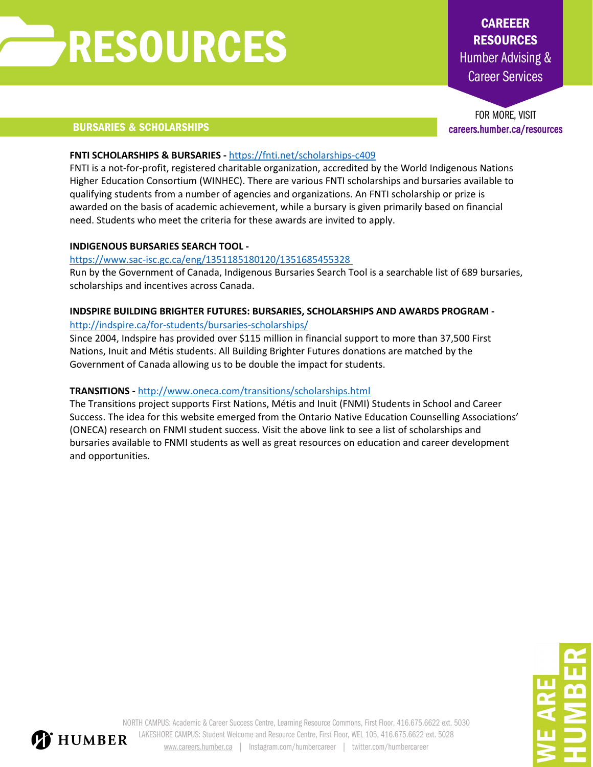# RESOURCES

**CAREEER RESOURCES**
Humber Advising & Career Services

FOR MORE, VISIT
careers.humber.ca/resources

## BURSARIES & SCHOLARSHIPS

**FNTI SCHOLARSHIPS & BURSARIES -** https://fnti.net/scholarships-c409
FNTI is a not-for-profit, registered charitable organization, accredited by the World Indigenous Nations Higher Education Consortium (WINHEC). There are various FNTI scholarships and bursaries available to qualifying students from a number of agencies and organizations. An FNTI scholarship or prize is awarded on the basis of academic achievement, while a bursary is given primarily based on financial need. Students who meet the criteria for these awards are invited to apply.

**INDIGENOUS BURSARIES SEARCH TOOL -**
https://www.sac-isc.gc.ca/eng/1351185180120/1351685455328
Run by the Government of Canada, Indigenous Bursaries Search Tool is a searchable list of 689 bursaries, scholarships and incentives across Canada.

**INDSPIRE BUILDING BRIGHTER FUTURES: BURSARIES, SCHOLARSHIPS AND AWARDS PROGRAM -**
http://indspire.ca/for-students/bursaries-scholarships/
Since 2004, Indspire has provided over $115 million in financial support to more than 37,500 First Nations, Inuit and Métis students. All Building Brighter Futures donations are matched by the Government of Canada allowing us to be double the impact for students.

**TRANSITIONS -** http://www.oneca.com/transitions/scholarships.html
The Transitions project supports First Nations, Métis and Inuit (FNMI) Students in School and Career Success. The idea for this website emerged from the Ontario Native Education Counselling Associations' (ONECA) research on FNMI student success. Visit the above link to see a list of scholarships and bursaries available to FNMI students as well as great resources on education and career development and opportunities.

HUMBER

NORTH CAMPUS: Academic & Career Success Centre, Learning Resource Commons, First Floor, 416.675.6622 ext. 5030
LAKESHORE CAMPUS: Student Welcome and Resource Centre, First Floor, WEL 105, 416.675.6622 ext. 5028
www.careers.humber.ca | Instagram.com/humbercareer | twitter.com/humbercareer

WE ARE HUMBER